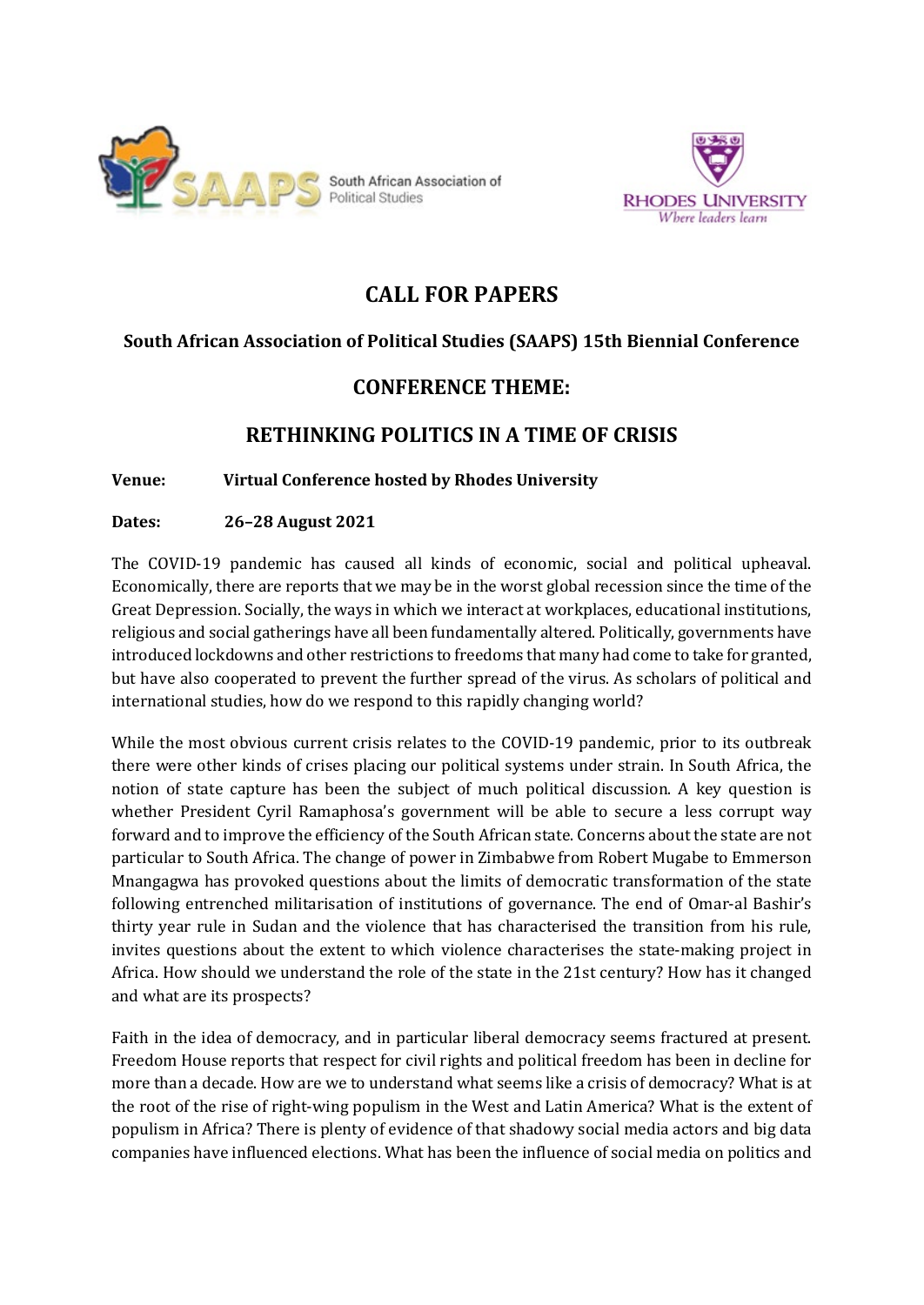# CALL FOR PAPERS

## South African Association of Political Studies (SAAPS) 15th Biennial Conference

## CONFERENCE THEME:

## RETHINKING POLITICS IN A TIME OF CRISIS

**Venue:** **Virtual Conference hosted by Rhodes University**

**Dates:** **26–28 August 2021**

The COVID-19 pandemic has caused all kinds of economic, social and political upheaval. Economically, there are reports that we may be in the worst global recession since the time of the Great Depression. Socially, the ways in which we interact at workplaces, educational institutions, religious and social gatherings have all been fundamentally altered. Politically, governments have introduced lockdowns and other restrictions to freedoms that many had come to take for granted, but have also cooperated to prevent the further spread of the virus. As scholars of political and international studies, how do we respond to this rapidly changing world?

While the most obvious current crisis relates to the COVID-19 pandemic, prior to its outbreak there were other kinds of crises placing our political systems under strain. In South Africa, the notion of state capture has been the subject of much political discussion. A key question is whether President Cyril Ramaphosa's government will be able to secure a less corrupt way forward and to improve the efficiency of the South African state. Concerns about the state are not particular to South Africa. The change of power in Zimbabwe from Robert Mugabe to Emmerson Mnangagwa has provoked questions about the limits of democratic transformation of the state following entrenched militarisation of institutions of governance. The end of Omar-al Bashir's thirty year rule in Sudan and the violence that has characterised the transition from his rule, invites questions about the extent to which violence characterises the state-making project in Africa. How should we understand the role of the state in the 21st century? How has it changed and what are its prospects?

Faith in the idea of democracy, and in particular liberal democracy seems fractured at present. Freedom House reports that respect for civil rights and political freedom has been in decline for more than a decade. How are we to understand what seems like a crisis of democracy? What is at the root of the rise of right-wing populism in the West and Latin America? What is the extent of populism in Africa? There is plenty of evidence of that shadowy social media actors and big data companies have influenced elections. What has been the influence of social media on politics and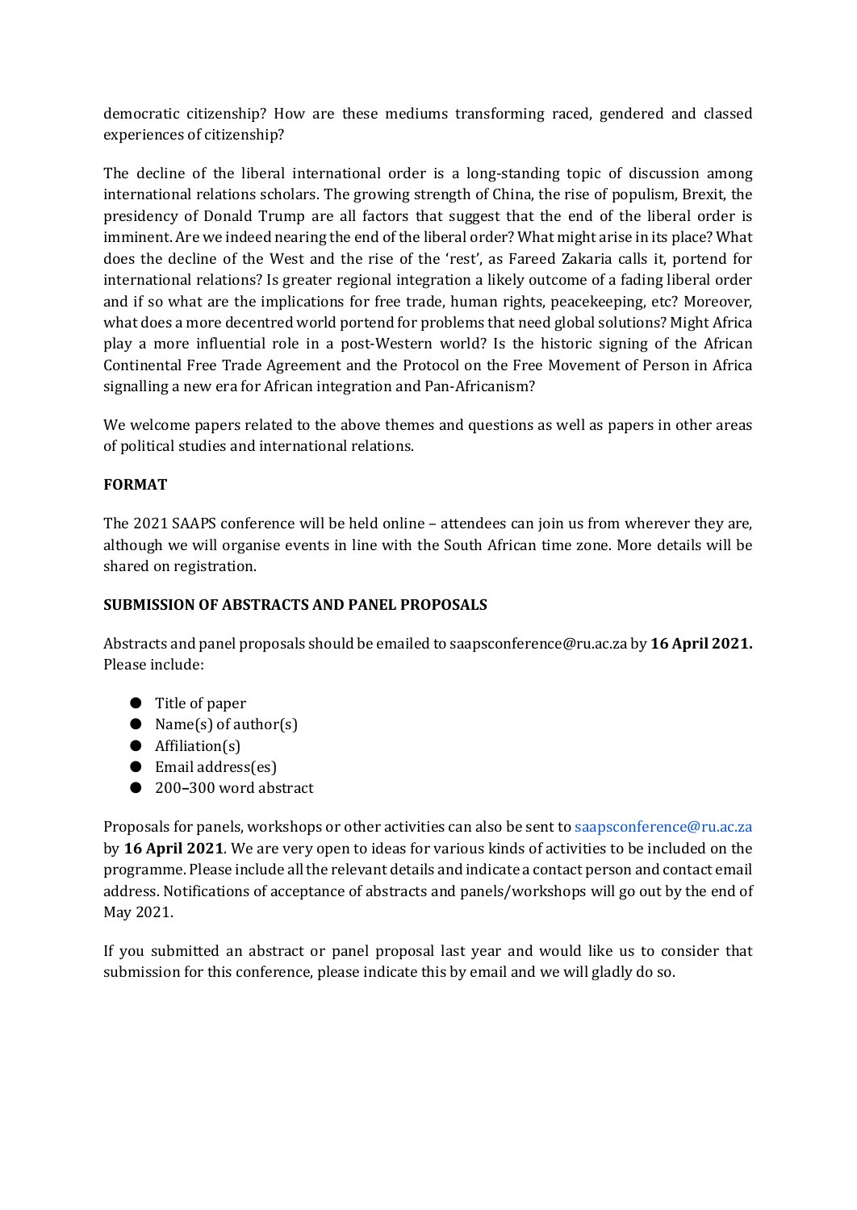democratic citizenship? How are these mediums transforming raced, gendered and classed experiences of citizenship?

The decline of the liberal international order is a long-standing topic of discussion among international relations scholars. The growing strength of China, the rise of populism, Brexit, the presidency of Donald Trump are all factors that suggest that the end of the liberal order is imminent. Are we indeed nearing the end of the liberal order? What might arise in its place? What does the decline of the West and the rise of the 'rest', as Fareed Zakaria calls it, portend for international relations? Is greater regional integration a likely outcome of a fading liberal order and if so what are the implications for free trade, human rights, peacekeeping, etc? Moreover, what does a more decentred world portend for problems that need global solutions? Might Africa play a more influential role in a post-Western world? Is the historic signing of the African Continental Free Trade Agreement and the Protocol on the Free Movement of Person in Africa signalling a new era for African integration and Pan-Africanism?

We welcome papers related to the above themes and questions as well as papers in other areas of political studies and international relations.

**FORMAT**

The 2021 SAAPS conference will be held online – attendees can join us from wherever they are, although we will organise events in line with the South African time zone. More details will be shared on registration.

**SUBMISSION OF ABSTRACTS AND PANEL PROPOSALS**

Abstracts and panel proposals should be emailed to saapsconference@ru.ac.za by **16 April 2021.** Please include:

- Title of paper
- Name(s) of author(s)
- Affiliation(s)
- Email address(es)
- 200–300 word abstract

Proposals for panels, workshops or other activities can also be sent to saapsconference@ru.ac.za by **16 April 2021**. We are very open to ideas for various kinds of activities to be included on the programme. Please include all the relevant details and indicate a contact person and contact email address. Notifications of acceptance of abstracts and panels/workshops will go out by the end of May 2021.

If you submitted an abstract or panel proposal last year and would like us to consider that submission for this conference, please indicate this by email and we will gladly do so.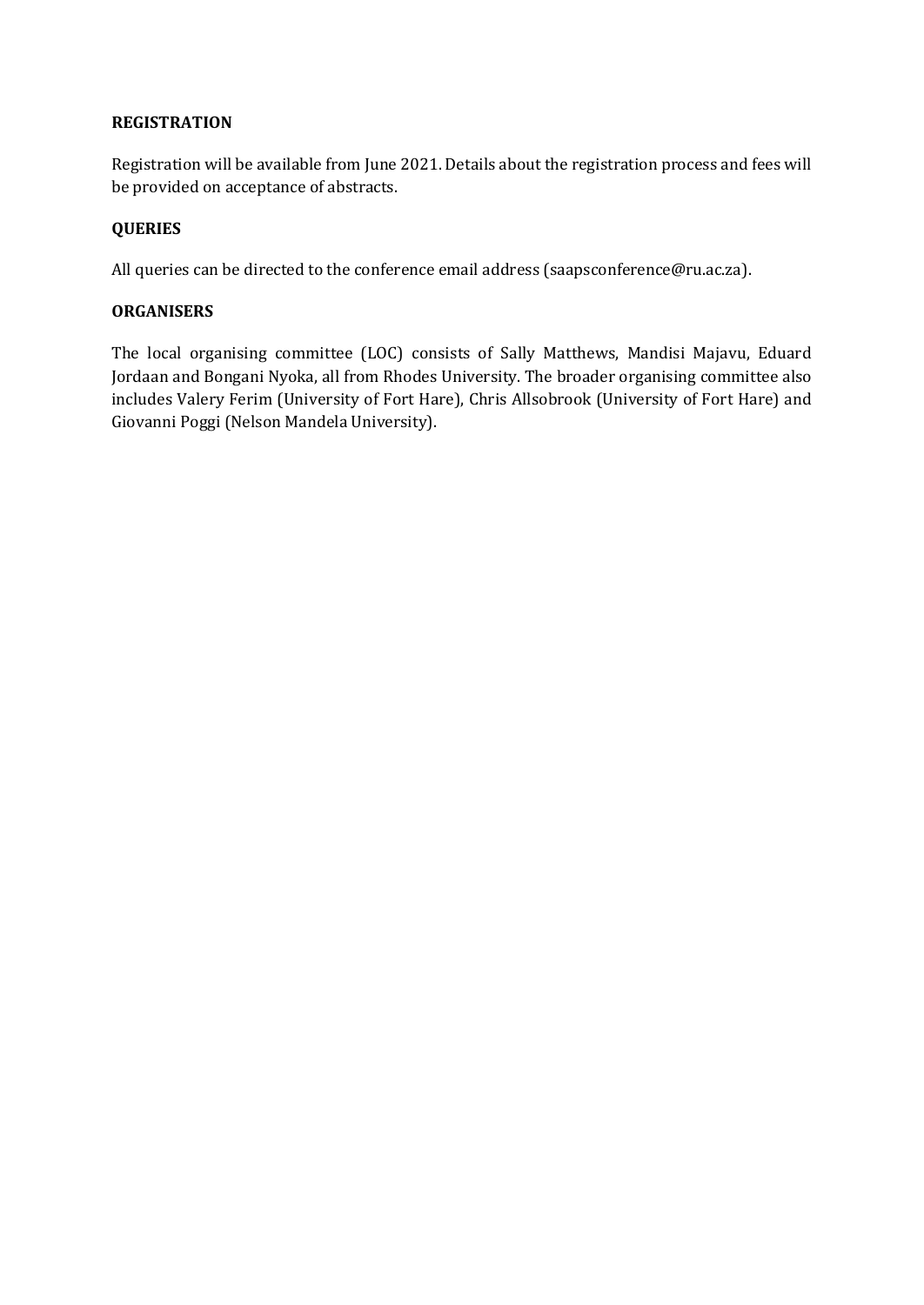**REGISTRATION**

Registration will be available from June 2021. Details about the registration process and fees will be provided on acceptance of abstracts.

**QUERIES**

All queries can be directed to the conference email address (saapsconference@ru.ac.za).

**ORGANISERS**

The local organising committee (LOC) consists of Sally Matthews, Mandisi Majavu, Eduard Jordaan and Bongani Nyoka, all from Rhodes University. The broader organising committee also includes Valery Ferim (University of Fort Hare), Chris Allsobrook (University of Fort Hare) and Giovanni Poggi (Nelson Mandela University).